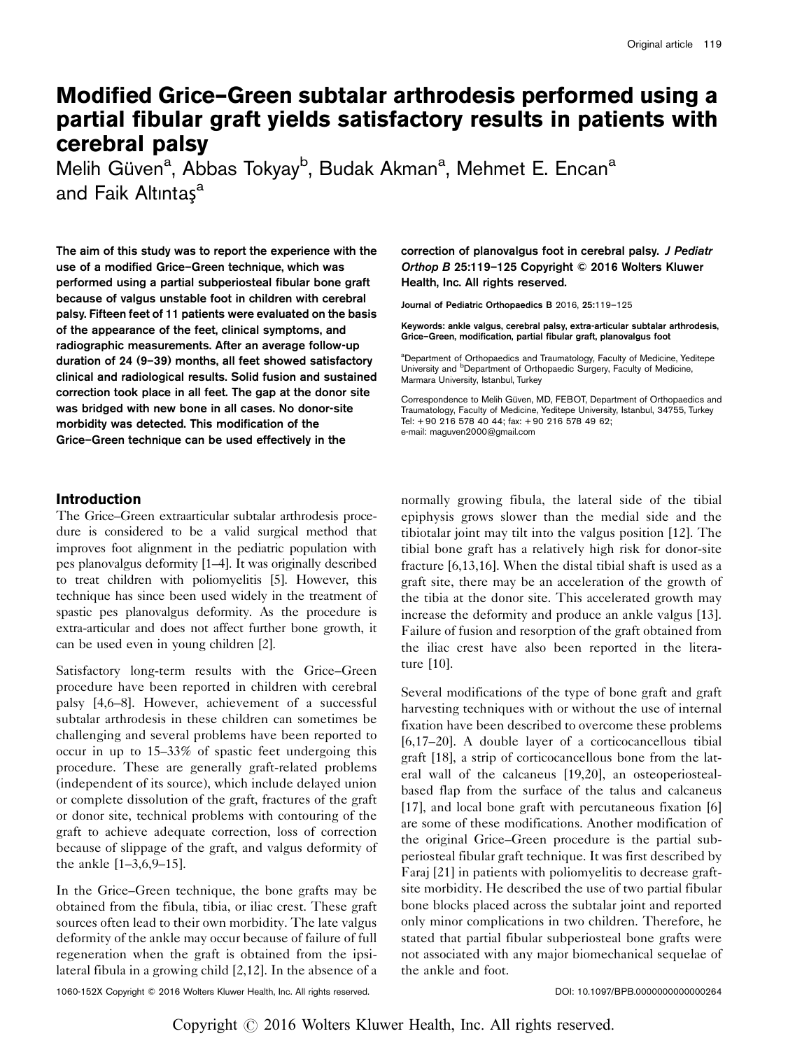# Modified Grice–Green subtalar arthrodesis performed using a partial fibular graft yields satisfactory results in patients with cerebral palsy

Melih Güven[a], Abbas Tokyay[b], Budak Akman[a], Mehmet E. Encan[a] and Faik Altıntaş[a]

**The aim of this study was to report the experience with the use of a modified Grice–Green technique, which was performed using a partial subperiosteal fibular bone graft because of valgus unstable foot in children with cerebral palsy. Fifteen feet of 11 patients were evaluated on the basis of the appearance of the feet, clinical symptoms, and radiographic measurements. After an average follow-up duration of 24 (9–39) months, all feet showed satisfactory clinical and radiological results. Solid fusion and sustained correction took place in all feet. The gap at the donor site was bridged with new bone in all cases. No donor-site morbidity was detected. This modification of the Grice–Green technique can be used effectively in the correction of planovalgus foot in cerebral palsy.** *J Pediatr Orthop B* **25:119–125 Copyright © 2016 Wolters Kluwer Health, Inc. All rights reserved.**

Journal of Pediatric Orthopaedics B 2016, 25:119–125

Keywords: ankle valgus, cerebral palsy, extra-articular subtalar arthrodesis, Grice–Green, modification, partial fibular graft, planovalgus foot

[a]Department of Orthopaedics and Traumatology, Faculty of Medicine, Yeditepe University and [b]Department of Orthopaedic Surgery, Faculty of Medicine, Marmara University, Istanbul, Turkey

Correspondence to Melih Güven, MD, FEBOT, Department of Orthopaedics and Traumatology, Faculty of Medicine, Yeditepe University, Istanbul, 34755, Turkey
Tel: +90 216 578 40 44; fax: +90 216 578 49 62;
e-mail: maguven2000@gmail.com

## Introduction

The Grice–Green extraarticular subtalar arthrodesis procedure is considered to be a valid surgical method that improves foot alignment in the pediatric population with pes planovalgus deformity [1–4]. It was originally described to treat children with poliomyelitis [5]. However, this technique has since been used widely in the treatment of spastic pes planovalgus deformity. As the procedure is extra-articular and does not affect further bone growth, it can be used even in young children [2].

Satisfactory long-term results with the Grice–Green procedure have been reported in children with cerebral palsy [4,6–8]. However, achievement of a successful subtalar arthrodesis in these children can sometimes be challenging and several problems have been reported to occur in up to 15–33% of spastic feet undergoing this procedure. These are generally graft-related problems (independent of its source), which include delayed union or complete dissolution of the graft, fractures of the graft or donor site, technical problems with contouring of the graft to achieve adequate correction, loss of correction because of slippage of the graft, and valgus deformity of the ankle [1–3,6,9–15].

In the Grice–Green technique, the bone grafts may be obtained from the fibula, tibia, or iliac crest. These graft sources often lead to their own morbidity. The late valgus deformity of the ankle may occur because of failure of full regeneration when the graft is obtained from the ipsilateral fibula in a growing child [2,12]. In the absence of a normally growing fibula, the lateral side of the tibial epiphysis grows slower than the medial side and the tibiotalar joint may tilt into the valgus position [12]. The tibial bone graft has a relatively high risk for donor-site fracture [6,13,16]. When the distal tibial shaft is used as a graft site, there may be an acceleration of the growth of the tibia at the donor site. This accelerated growth may increase the deformity and produce an ankle valgus [13]. Failure of fusion and resorption of the graft obtained from the iliac crest have also been reported in the literature [10].

Several modifications of the type of bone graft and graft harvesting techniques with or without the use of internal fixation have been described to overcome these problems [6,17–20]. A double layer of a corticocancellous tibial graft [18], a strip of corticocancellous bone from the lateral wall of the calcaneus [19,20], an osteoperiosteal-based flap from the surface of the talus and calcaneus [17], and local bone graft with percutaneous fixation [6] are some of these modifications. Another modification of the original Grice–Green procedure is the partial subperiosteal fibular graft technique. It was first described by Faraj [21] in patients with poliomyelitis to decrease graft-site morbidity. He described the use of two partial fibular bone blocks placed across the subtalar joint and reported only minor complications in two children. Therefore, he stated that partial fibular subperiosteal bone grafts were not associated with any major biomechanical sequelae of the ankle and foot.

1060-152X Copyright © 2016 Wolters Kluwer Health, Inc. All rights reserved. DOI: 10.1097/BPB.0000000000000264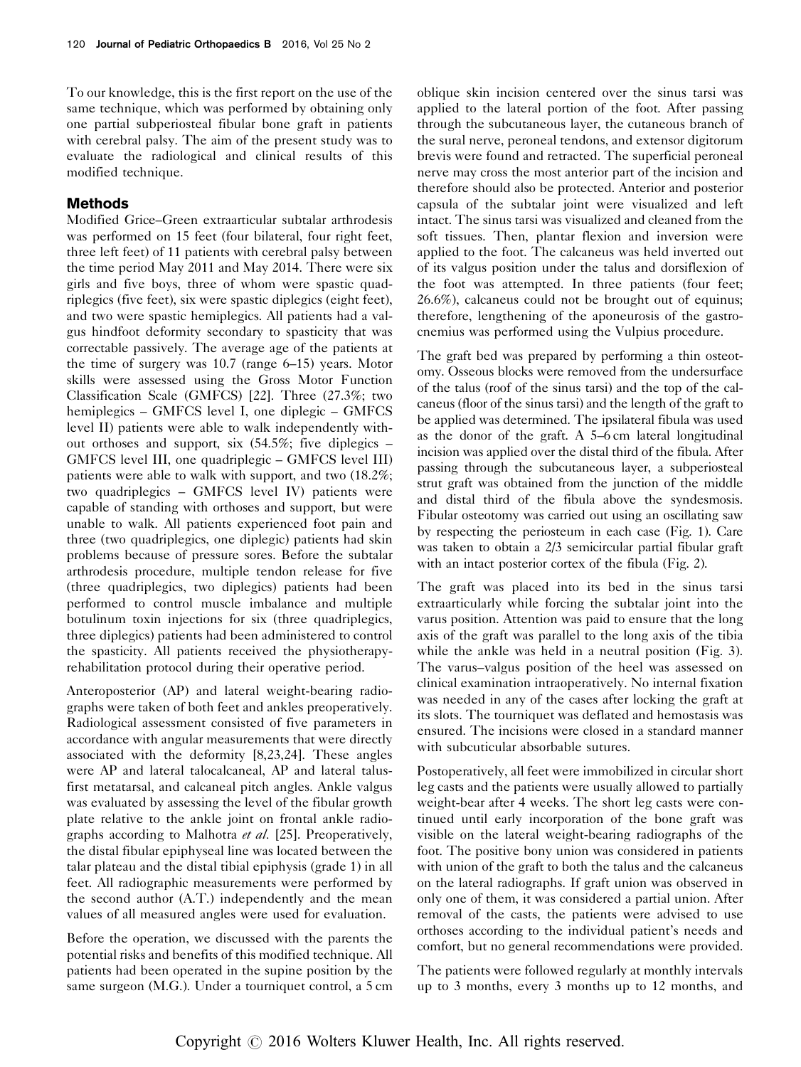To our knowledge, this is the first report on the use of the same technique, which was performed by obtaining only one partial subperiosteal fibular bone graft in patients with cerebral palsy. The aim of the present study was to evaluate the radiological and clinical results of this modified technique.

## Methods

Modified Grice–Green extraarticular subtalar arthrodesis was performed on 15 feet (four bilateral, four right feet, three left feet) of 11 patients with cerebral palsy between the time period May 2011 and May 2014. There were six girls and five boys, three of whom were spastic quadriplegics (five feet), six were spastic diplegics (eight feet), and two were spastic hemiplegics. All patients had a valgus hindfoot deformity secondary to spasticity that was correctable passively. The average age of the patients at the time of surgery was 10.7 (range 6–15) years. Motor skills were assessed using the Gross Motor Function Classification Scale (GMFCS) [22]. Three (27.3%; two hemiplegics – GMFCS level I, one diplegic – GMFCS level II) patients were able to walk independently without orthoses and support, six (54.5%; five diplegics – GMFCS level III, one quadriplegic – GMFCS level III) patients were able to walk with support, and two (18.2%; two quadriplegics – GMFCS level IV) patients were capable of standing with orthoses and support, but were unable to walk. All patients experienced foot pain and three (two quadriplegics, one diplegic) patients had skin problems because of pressure sores. Before the subtalar arthrodesis procedure, multiple tendon release for five (three quadriplegics, two diplegics) patients had been performed to control muscle imbalance and multiple botulinum toxin injections for six (three quadriplegics, three diplegics) patients had been administered to control the spasticity. All patients received the physiotherapy-rehabilitation protocol during their operative period.

Anteroposterior (AP) and lateral weight-bearing radiographs were taken of both feet and ankles preoperatively. Radiological assessment consisted of five parameters in accordance with angular measurements that were directly associated with the deformity [8,23,24]. These angles were AP and lateral talocalcaneal, AP and lateral talus-first metatarsal, and calcaneal pitch angles. Ankle valgus was evaluated by assessing the level of the fibular growth plate relative to the ankle joint on frontal ankle radiographs according to Malhotra *et al.* [25]. Preoperatively, the distal fibular epiphyseal line was located between the talar plateau and the distal tibial epiphysis (grade 1) in all feet. All radiographic measurements were performed by the second author (A.T.) independently and the mean values of all measured angles were used for evaluation.

Before the operation, we discussed with the parents the potential risks and benefits of this modified technique. All patients had been operated in the supine position by the same surgeon (M.G.). Under a tourniquet control, a 5 cm oblique skin incision centered over the sinus tarsi was applied to the lateral portion of the foot. After passing through the subcutaneous layer, the cutaneous branch of the sural nerve, peroneal tendons, and extensor digitorum brevis were found and retracted. The superficial peroneal nerve may cross the most anterior part of the incision and therefore should also be protected. Anterior and posterior capsula of the subtalar joint were visualized and left intact. The sinus tarsi was visualized and cleaned from the soft tissues. Then, plantar flexion and inversion were applied to the foot. The calcaneus was held inverted out of its valgus position under the talus and dorsiflexion of the foot was attempted. In three patients (four feet; 26.6%), calcaneus could not be brought out of equinus; therefore, lengthening of the aponeurosis of the gastrocnemius was performed using the Vulpius procedure.

The graft bed was prepared by performing a thin osteotomy. Osseous blocks were removed from the undersurface of the talus (roof of the sinus tarsi) and the top of the calcaneus (floor of the sinus tarsi) and the length of the graft to be applied was determined. The ipsilateral fibula was used as the donor of the graft. A 5–6 cm lateral longitudinal incision was applied over the distal third of the fibula. After passing through the subcutaneous layer, a subperiosteal strut graft was obtained from the junction of the middle and distal third of the fibula above the syndesmosis. Fibular osteotomy was carried out using an oscillating saw by respecting the periosteum in each case (Fig. 1). Care was taken to obtain a 2/3 semicircular partial fibular graft with an intact posterior cortex of the fibula (Fig. 2).

The graft was placed into its bed in the sinus tarsi extraarticularly while forcing the subtalar joint into the varus position. Attention was paid to ensure that the long axis of the graft was parallel to the long axis of the tibia while the ankle was held in a neutral position (Fig. 3). The varus–valgus position of the heel was assessed on clinical examination intraoperatively. No internal fixation was needed in any of the cases after locking the graft at its slots. The tourniquet was deflated and hemostasis was ensured. The incisions were closed in a standard manner with subcuticular absorbable sutures.

Postoperatively, all feet were immobilized in circular short leg casts and the patients were usually allowed to partially weight-bear after 4 weeks. The short leg casts were continued until early incorporation of the bone graft was visible on the lateral weight-bearing radiographs of the foot. The positive bony union was considered in patients with union of the graft to both the talus and the calcaneus on the lateral radiographs. If graft union was observed in only one of them, it was considered a partial union. After removal of the casts, the patients were advised to use orthoses according to the individual patient's needs and comfort, but no general recommendations were provided.

The patients were followed regularly at monthly intervals up to 3 months, every 3 months up to 12 months, and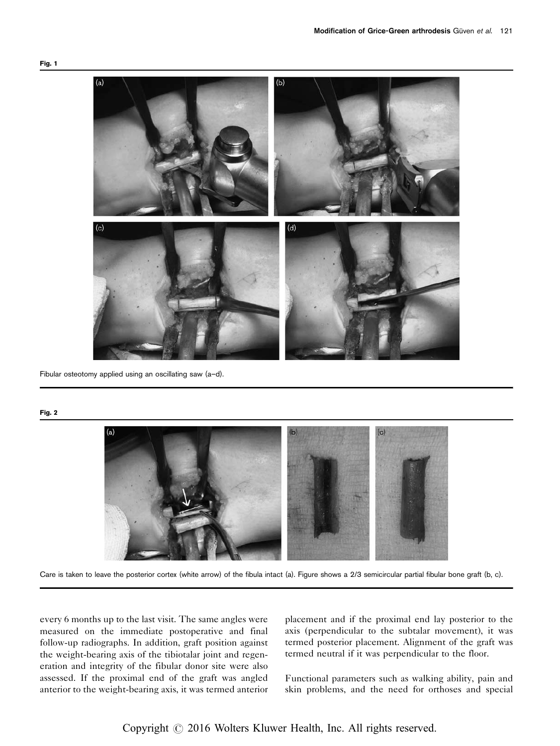Fig. 1

Fibular osteotomy applied using an oscillating saw (a–d).

Fig. 2

Care is taken to leave the posterior cortex (white arrow) of the fibula intact (a). Figure shows a 2/3 semicircular partial fibular bone graft (b, c).

every 6 months up to the last visit. The same angles were measured on the immediate postoperative and final follow-up radiographs. In addition, graft position against the weight-bearing axis of the tibiotalar joint and regeneration and integrity of the fibular donor site were also assessed. If the proximal end of the graft was angled anterior to the weight-bearing axis, it was termed anterior placement and if the proximal end lay posterior to the axis (perpendicular to the subtalar movement), it was termed posterior placement. Alignment of the graft was termed neutral if it was perpendicular to the floor.

Functional parameters such as walking ability, pain and skin problems, and the need for orthoses and special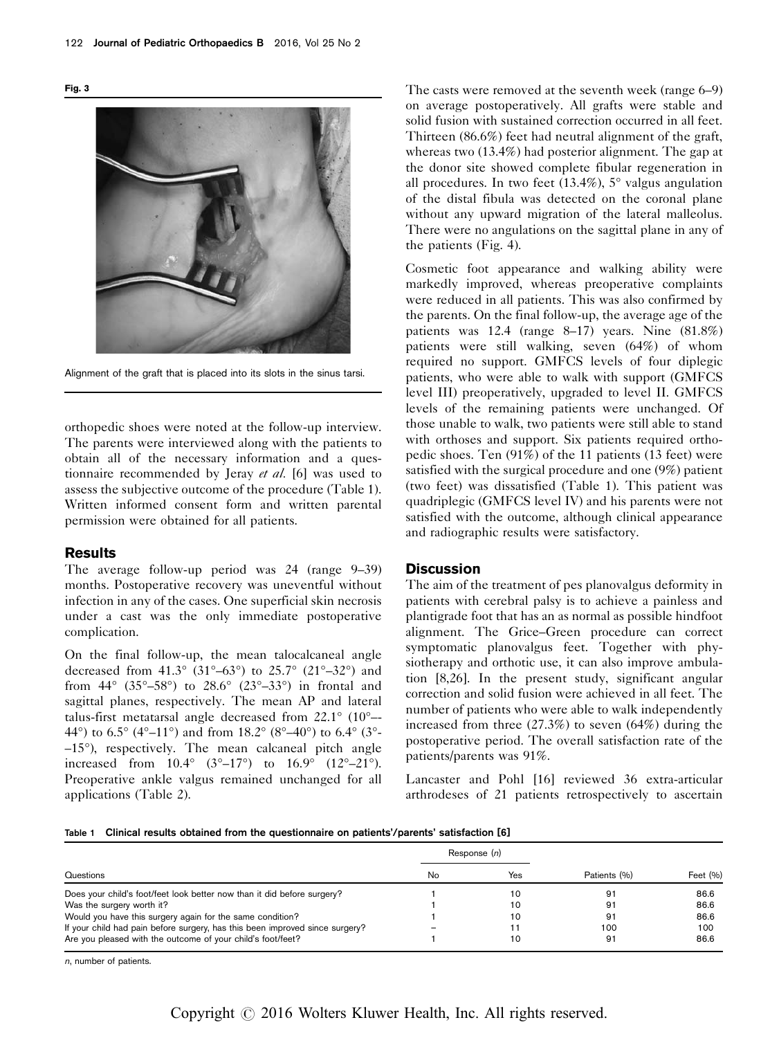**Fig. 3**

Alignment of the graft that is placed into its slots in the sinus tarsi.

orthopedic shoes were noted at the follow-up interview. The parents were interviewed along with the patients to obtain all of the necessary information and a questionnaire recommended by Jeray *et al.* [6] was used to assess the subjective outcome of the procedure (Table 1). Written informed consent form and written parental permission were obtained for all patients.

## Results

The average follow-up period was 24 (range 9–39) months. Postoperative recovery was uneventful without infection in any of the cases. One superficial skin necrosis under a cast was the only immediate postoperative complication.

On the final follow-up, the mean talocalcaneal angle decreased from 41.3° (31°–63°) to 25.7° (21°–32°) and from 44° (35°–58°) to 28.6° (23°–33°) in frontal and sagittal planes, respectively. The mean AP and lateral talus-first metatarsal angle decreased from 22.1° (10°–-44°) to 6.5° (4°–11°) and from 18.2° (8°–40°) to 6.4° (3°-–15°), respectively. The mean calcaneal pitch angle increased from 10.4° (3°–17°) to 16.9° (12°–21°). Preoperative ankle valgus remained unchanged for all applications (Table 2).

The casts were removed at the seventh week (range 6–9) on average postoperatively. All grafts were stable and solid fusion with sustained correction occurred in all feet. Thirteen (86.6%) feet had neutral alignment of the graft, whereas two (13.4%) had posterior alignment. The gap at the donor site showed complete fibular regeneration in all procedures. In two feet (13.4%), 5° valgus angulation of the distal fibula was detected on the coronal plane without any upward migration of the lateral malleolus. There were no angulations on the sagittal plane in any of the patients (Fig. 4).

Cosmetic foot appearance and walking ability were markedly improved, whereas preoperative complaints were reduced in all patients. This was also confirmed by the parents. On the final follow-up, the average age of the patients was 12.4 (range 8–17) years. Nine (81.8%) patients were still walking, seven (64%) of whom required no support. GMFCS levels of four diplegic patients, who were able to walk with support (GMFCS level III) preoperatively, upgraded to level II. GMFCS levels of the remaining patients were unchanged. Of those unable to walk, two patients were still able to stand with orthoses and support. Six patients required orthopedic shoes. Ten (91%) of the 11 patients (13 feet) were satisfied with the surgical procedure and one (9%) patient (two feet) was dissatisfied (Table 1). This patient was quadriplegic (GMFCS level IV) and his parents were not satisfied with the outcome, although clinical appearance and radiographic results were satisfactory.

## Discussion

The aim of the treatment of pes planovalgus deformity in patients with cerebral palsy is to achieve a painless and plantigrade foot that has an as normal as possible hindfoot alignment. The Grice–Green procedure can correct symptomatic planovalgus feet. Together with physiotherapy and orthotic use, it can also improve ambulation [8,26]. In the present study, significant angular correction and solid fusion were achieved in all feet. The number of patients who were able to walk independently increased from three (27.3%) to seven (64%) during the postoperative period. The overall satisfaction rate of the patients/parents was 91%.

Lancaster and Pohl [16] reviewed 36 extra-articular arthrodeses of 21 patients retrospectively to ascertain

**Table 1 Clinical results obtained from the questionnaire on patients'/parents' satisfaction [6]**

| Questions | Response (*n*) | | Patients (%) | Feet (%) |
|---|---|---|---|---|
| | No | Yes | | |
| Does your child's foot/feet look better now than it did before surgery? | 1 | 10 | 91 | 86.6 |
| Was the surgery worth it? | 1 | 10 | 91 | 86.6 |
| Would you have this surgery again for the same condition? | 1 | 10 | 91 | 86.6 |
| If your child had pain before surgery, has this been improved since surgery? | – | 11 | 100 | 100 |
| Are you pleased with the outcome of your child's foot/feet? | 1 | 10 | 91 | 86.6 |

*n*, number of patients.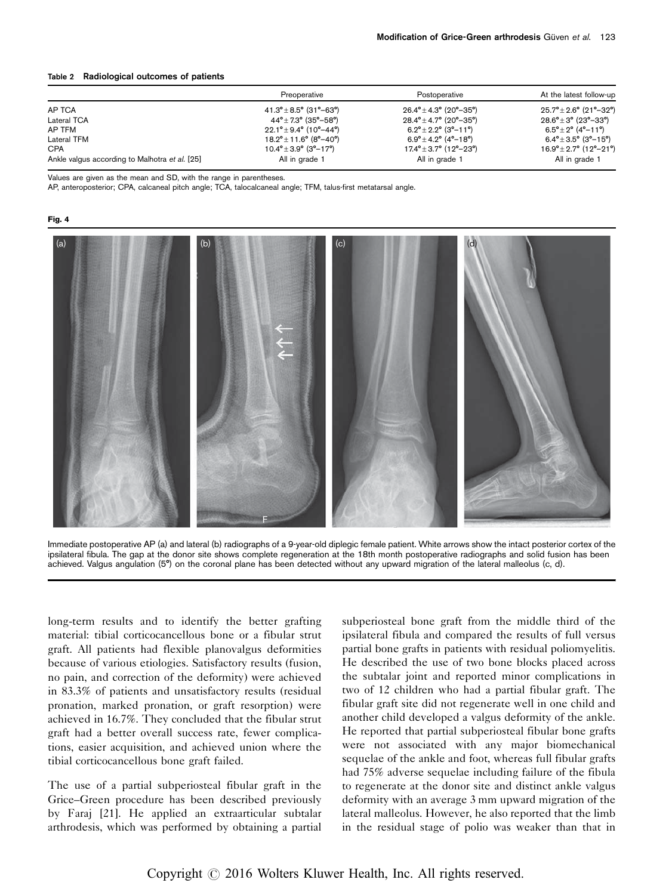**Table 2 Radiological outcomes of patients**

| | Preoperative | Postoperative | At the latest follow-up |
|---|---|---|---|
| AP TCA | 41.3°±8.5° (31°–63°) | 26.4°±4.3° (20°–35°) | 25.7°±2.6° (21°–32°) |
| Lateral TCA | 44°±7.3° (35°–58°) | 28.4°±4.7° (20°–35°) | 28.6°±3° (23°–33°) |
| AP TFM | 22.1°±9.4° (10°–44°) | 6.2°±2.2° (3°–11°) | 6.5°±2° (4°–11°) |
| Lateral TFM | 18.2°±11.6° (8°–40°) | 6.9°±4.2° (4°–18°) | 6.4°±3.5° (3°–15°) |
| CPA | 10.4°±3.9° (3°–17°) | 17.4°±3.7° (12°–23°) | 16.9°±2.7° (12°–21°) |
| Ankle valgus according to Malhotra *et al.* [25] | All in grade 1 | All in grade 1 | All in grade 1 |

Values are given as the mean and SD, with the range in parentheses.
AP, anteroposterior; CPA, calcaneal pitch angle; TCA, talocalcaneal angle; TFM, talus-first metatarsal angle.

**Fig. 4**

Immediate postoperative AP (a) and lateral (b) radiographs of a 9-year-old diplegic female patient. White arrows show the intact posterior cortex of the ipsilateral fibula. The gap at the donor site shows complete regeneration at the 18th month postoperative radiographs and solid fusion has been achieved. Valgus angulation (5°) on the coronal plane has been detected without any upward migration of the lateral malleolus (c, d).

long-term results and to identify the better grafting material: tibial corticocancellous bone or a fibular strut graft. All patients had flexible planovalgus deformities because of various etiologies. Satisfactory results (fusion, no pain, and correction of the deformity) were achieved in 83.3% of patients and unsatisfactory results (residual pronation, marked pronation, or graft resorption) were achieved in 16.7%. They concluded that the fibular strut graft had a better overall success rate, fewer complications, easier acquisition, and achieved union where the tibial corticocancellous bone graft failed.

The use of a partial subperiosteal fibular graft in the Grice–Green procedure has been described previously by Faraj [21]. He applied an extraarticular subtalar arthrodesis, which was performed by obtaining a partial subperiosteal bone graft from the middle third of the ipsilateral fibula and compared the results of full versus partial bone grafts in patients with residual poliomyelitis. He described the use of two bone blocks placed across the subtalar joint and reported minor complications in two of 12 children who had a partial fibular graft. The fibular graft site did not regenerate well in one child and another child developed a valgus deformity of the ankle. He reported that partial subperiosteal fibular bone grafts were not associated with any major biomechanical sequelae of the ankle and foot, whereas full fibular grafts had 75% adverse sequelae including failure of the fibula to regenerate at the donor site and distinct ankle valgus deformity with an average 3 mm upward migration of the lateral malleolus. However, he also reported that the limb in the residual stage of polio was weaker than that in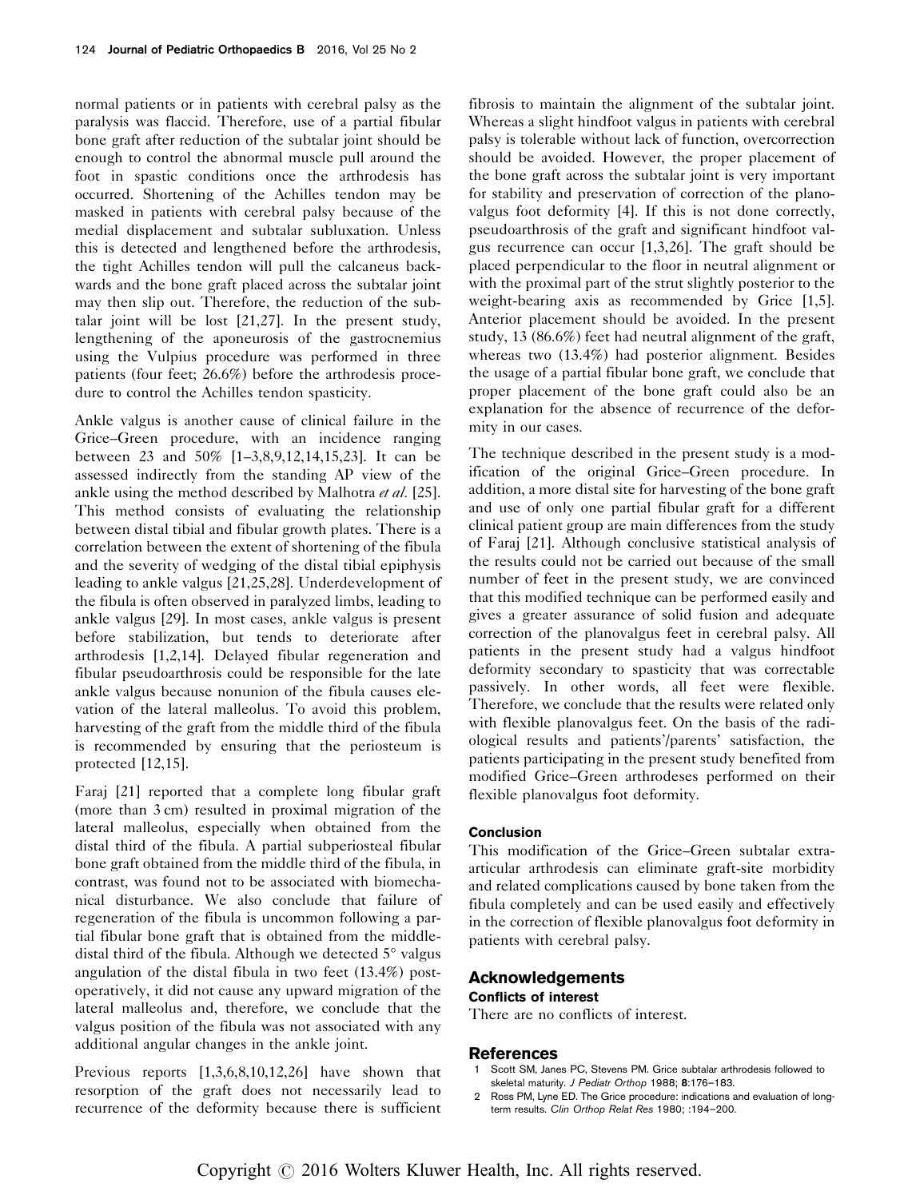normal patients or in patients with cerebral palsy as the paralysis was flaccid. Therefore, use of a partial fibular bone graft after reduction of the subtalar joint should be enough to control the abnormal muscle pull around the foot in spastic conditions once the arthrodesis has occurred. Shortening of the Achilles tendon may be masked in patients with cerebral palsy because of the medial displacement and subtalar subluxation. Unless this is detected and lengthened before the arthrodesis, the tight Achilles tendon will pull the calcaneus backwards and the bone graft placed across the subtalar joint may then slip out. Therefore, the reduction of the subtalar joint will be lost [21,27]. In the present study, lengthening of the aponeurosis of the gastrocnemius using the Vulpius procedure was performed in three patients (four feet; 26.6%) before the arthrodesis procedure to control the Achilles tendon spasticity.

Ankle valgus is another cause of clinical failure in the Grice–Green procedure, with an incidence ranging between 23 and 50% [1–3,8,9,12,14,15,23]. It can be assessed indirectly from the standing AP view of the ankle using the method described by Malhotra *et al.* [25]. This method consists of evaluating the relationship between distal tibial and fibular growth plates. There is a correlation between the extent of shortening of the fibula and the severity of wedging of the distal tibial epiphysis leading to ankle valgus [21,25,28]. Underdevelopment of the fibula is often observed in paralyzed limbs, leading to ankle valgus [29]. In most cases, ankle valgus is present before stabilization, but tends to deteriorate after arthrodesis [1,2,14]. Delayed fibular regeneration and fibular pseudoarthrosis could be responsible for the late ankle valgus because nonunion of the fibula causes elevation of the lateral malleolus. To avoid this problem, harvesting of the graft from the middle third of the fibula is recommended by ensuring that the periosteum is protected [12,15].

Faraj [21] reported that a complete long fibular graft (more than 3 cm) resulted in proximal migration of the lateral malleolus, especially when obtained from the distal third of the fibula. A partial subperiosteal fibular bone graft obtained from the middle third of the fibula, in contrast, was found not to be associated with biomechanical disturbance. We also conclude that failure of regeneration of the fibula is uncommon following a partial fibular bone graft that is obtained from the middle-distal third of the fibula. Although we detected 5° valgus angulation of the distal fibula in two feet (13.4%) postoperatively, it did not cause any upward migration of the lateral malleolus and, therefore, we conclude that the valgus position of the fibula was not associated with any additional angular changes in the ankle joint.

Previous reports [1,3,6,8,10,12,26] have shown that resorption of the graft does not necessarily lead to recurrence of the deformity because there is sufficient fibrosis to maintain the alignment of the subtalar joint. Whereas a slight hindfoot valgus in patients with cerebral palsy is tolerable without lack of function, overcorrection should be avoided. However, the proper placement of the bone graft across the subtalar joint is very important for stability and preservation of correction of the planovalgus foot deformity [4]. If this is not done correctly, pseudoarthrosis of the graft and significant hindfoot valgus recurrence can occur [1,3,26]. The graft should be placed perpendicular to the floor in neutral alignment or with the proximal part of the strut slightly posterior to the weight-bearing axis as recommended by Grice [1,5]. Anterior placement should be avoided. In the present study, 13 (86.6%) feet had neutral alignment of the graft, whereas two (13.4%) had posterior alignment. Besides the usage of a partial fibular bone graft, we conclude that proper placement of the bone graft could also be an explanation for the absence of recurrence of the deformity in our cases.

The technique described in the present study is a modification of the original Grice–Green procedure. In addition, a more distal site for harvesting of the bone graft and use of only one partial fibular graft for a different clinical patient group are main differences from the study of Faraj [21]. Although conclusive statistical analysis of the results could not be carried out because of the small number of feet in the present study, we are convinced that this modified technique can be performed easily and gives a greater assurance of solid fusion and adequate correction of the planovalgus feet in cerebral palsy. All patients in the present study had a valgus hindfoot deformity secondary to spasticity that was correctable passively. In other words, all feet were flexible. Therefore, we conclude that the results were related only with flexible planovalgus feet. On the basis of the radiological results and patients'/parents' satisfaction, the patients participating in the present study benefited from modified Grice–Green arthrodeses performed on their flexible planovalgus foot deformity.

## Conclusion

This modification of the Grice–Green subtalar extra-articular arthrodesis can eliminate graft-site morbidity and related complications caused by bone taken from the fibula completely and can be used easily and effectively in the correction of flexible planovalgus foot deformity in patients with cerebral palsy.

## Acknowledgements

### Conflicts of interest

There are no conflicts of interest.

## References

1. Scott SM, Janes PC, Stevens PM. Grice subtalar arthrodesis followed to skeletal maturity. *J Pediatr Orthop* 1988; **8**:176–183.
2. Ross PM, Lyne ED. The Grice procedure: indications and evaluation of long-term results. *Clin Orthop Relat Res* 1980; :194–200.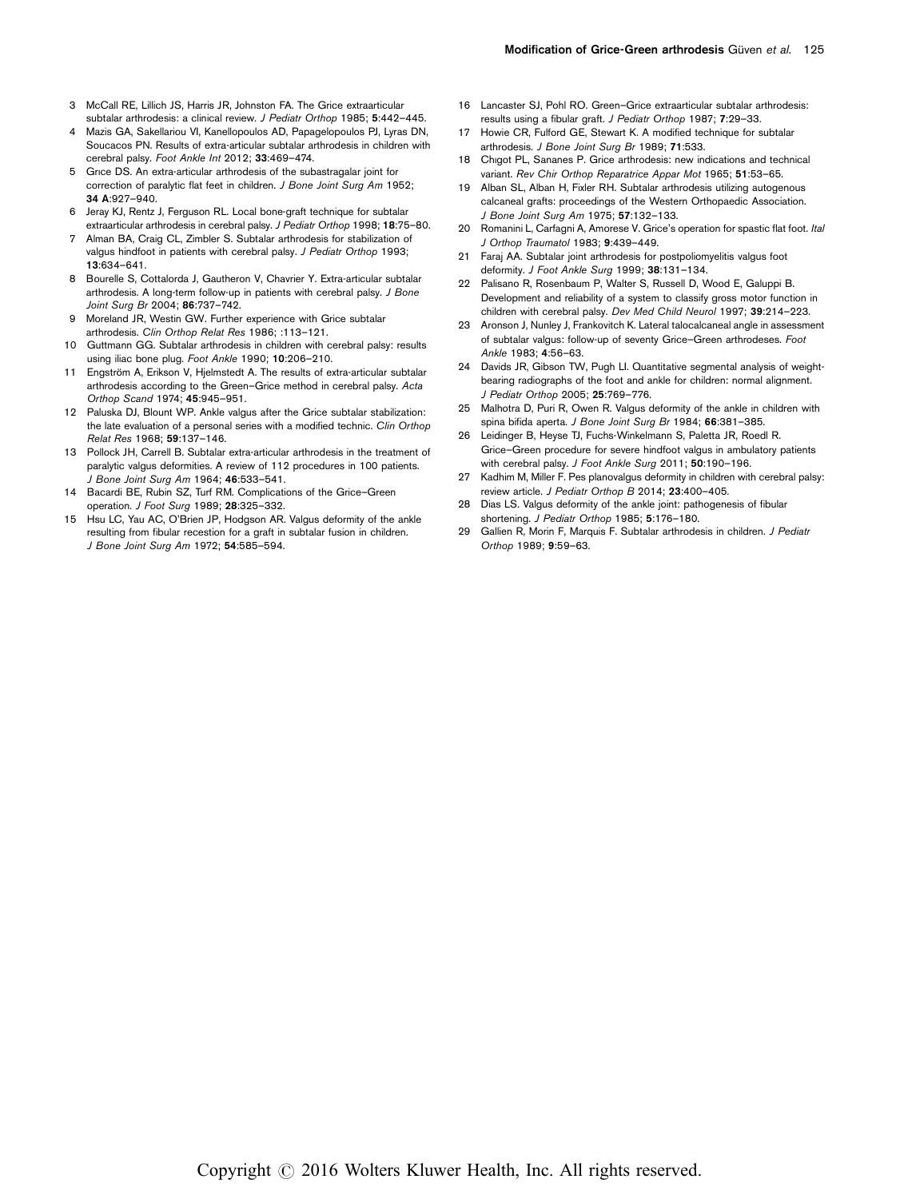3 McCall RE, Lillich JS, Harris JR, Johnston FA. The Grice extraarticular subtalar arthrodesis: a clinical review. *J Pediatr Orthop* 1985; **5**:442–445.

4 Mazis GA, Sakellariou VI, Kanellopoulos AD, Papagelopoulos PJ, Lyras DN, Soucacos PN. Results of extra-articular subtalar arthrodesis in children with cerebral palsy. *Foot Ankle Int* 2012; **33**:469–474.

5 Grice DS. An extra-articular arthrodesis of the subastragalar joint for correction of paralytic flat feet in children. *J Bone Joint Surg Am* 1952; **34 A**:927–940.

6 Jeray KJ, Rentz J, Ferguson RL. Local bone-graft technique for subtalar extraarticular arthrodesis in cerebral palsy. *J Pediatr Orthop* 1998; **18**:75–80.

7 Alman BA, Craig CL, Zimbler S. Subtalar arthrodesis for stabilization of valgus hindfoot in patients with cerebral palsy. *J Pediatr Orthop* 1993; **13**:634–641.

8 Bourelle S, Cottalorda J, Gautheron V, Chavrier Y. Extra-articular subtalar arthrodesis. A long-term follow-up in patients with cerebral palsy. *J Bone Joint Surg Br* 2004; **86**:737–742.

9 Moreland JR, Westin GW. Further experience with Grice subtalar arthrodesis. *Clin Orthop Relat Res* 1986; :113–121.

10 Guttmann GG. Subtalar arthrodesis in children with cerebral palsy: results using iliac bone plug. *Foot Ankle* 1990; **10**:206–210.

11 Engström A, Erikson V, Hjelmstedt A. The results of extra-articular subtalar arthrodesis according to the Green–Grice method in cerebral palsy. *Acta Orthop Scand* 1974; **45**:945–951.

12 Paluska DJ, Blount WP. Ankle valgus after the Grice subtalar stabilization: the late evaluation of a personal series with a modified technic. *Clin Orthop Relat Res* 1968; **59**:137–146.

13 Pollock JH, Carrell B. Subtalar extra-articular arthrodesis in the treatment of paralytic valgus deformities. A review of 112 procedures in 100 patients. *J Bone Joint Surg Am* 1964; **46**:533–541.

14 Bacardi BE, Rubin SZ, Turf RM. Complications of the Grice–Green operation. *J Foot Surg* 1989; **28**:325–332.

15 Hsu LC, Yau AC, O'Brien JP, Hodgson AR. Valgus deformity of the ankle resulting from fibular recession for a graft in subtalar fusion in children. *J Bone Joint Surg Am* 1972; **54**:585–594.

16 Lancaster SJ, Pohl RO. Green–Grice extraarticular subtalar arthrodesis: results using a fibular graft. *J Pediatr Orthop* 1987; **7**:29–33.

17 Howie CR, Fulford GE, Stewart K. A modified technique for subtalar arthrodesis. *J Bone Joint Surg Br* 1989; **71**:533.

18 Chigot PL, Sananes P. Grice arthrodesis: new indications and technical variant. *Rev Chir Orthop Reparatrice Appar Mot* 1965; **51**:53–65.

19 Alban SL, Alban H, Fixler RH. Subtalar arthrodesis utilizing autogenous calcaneal grafts: proceedings of the Western Orthopaedic Association. *J Bone Joint Surg Am* 1975; **57**:132–133.

20 Romanini L, Carfagni A, Amorese V. Grice's operation for spastic flat foot. *Ital J Orthop Traumatol* 1983; **9**:439–449.

21 Faraj AA. Subtalar joint arthrodesis for postpoliomyelitis valgus foot deformity. *J Foot Ankle Surg* 1999; **38**:131–134.

22 Palisano R, Rosenbaum P, Walter S, Russell D, Wood E, Galuppi B. Development and reliability of a system to classify gross motor function in children with cerebral palsy. *Dev Med Child Neurol* 1997; **39**:214–223.

23 Aronson J, Nunley J, Frankovitch K. Lateral talocalcaneal angle in assessment of subtalar valgus: follow-up of seventy Grice–Green arthrodeses. *Foot Ankle* 1983; **4**:56–63.

24 Davids JR, Gibson TW, Pugh LI. Quantitative segmental analysis of weight-bearing radiographs of the foot and ankle for children: normal alignment. *J Pediatr Orthop* 2005; **25**:769–776.

25 Malhotra D, Puri R, Owen R. Valgus deformity of the ankle in children with spina bifida aperta. *J Bone Joint Surg Br* 1984; **66**:381–385.

26 Leidinger B, Heyse TJ, Fuchs-Winkelmann S, Paletta JR, Roedl R. Grice–Green procedure for severe hindfoot valgus in ambulatory patients with cerebral palsy. *J Foot Ankle Surg* 2011; **50**:190–196.

27 Kadhim M, Miller F. Pes planovalgus deformity in children with cerebral palsy: review article. *J Pediatr Orthop B* 2014; **23**:400–405.

28 Dias LS. Valgus deformity of the ankle joint: pathogenesis of fibular shortening. *J Pediatr Orthop* 1985; **5**:176–180.

29 Gallien R, Morin F, Marquis F. Subtalar arthrodesis in children. *J Pediatr Orthop* 1989; **9**:59–63.

Copyright © 2016 Wolters Kluwer Health, Inc. All rights reserved.